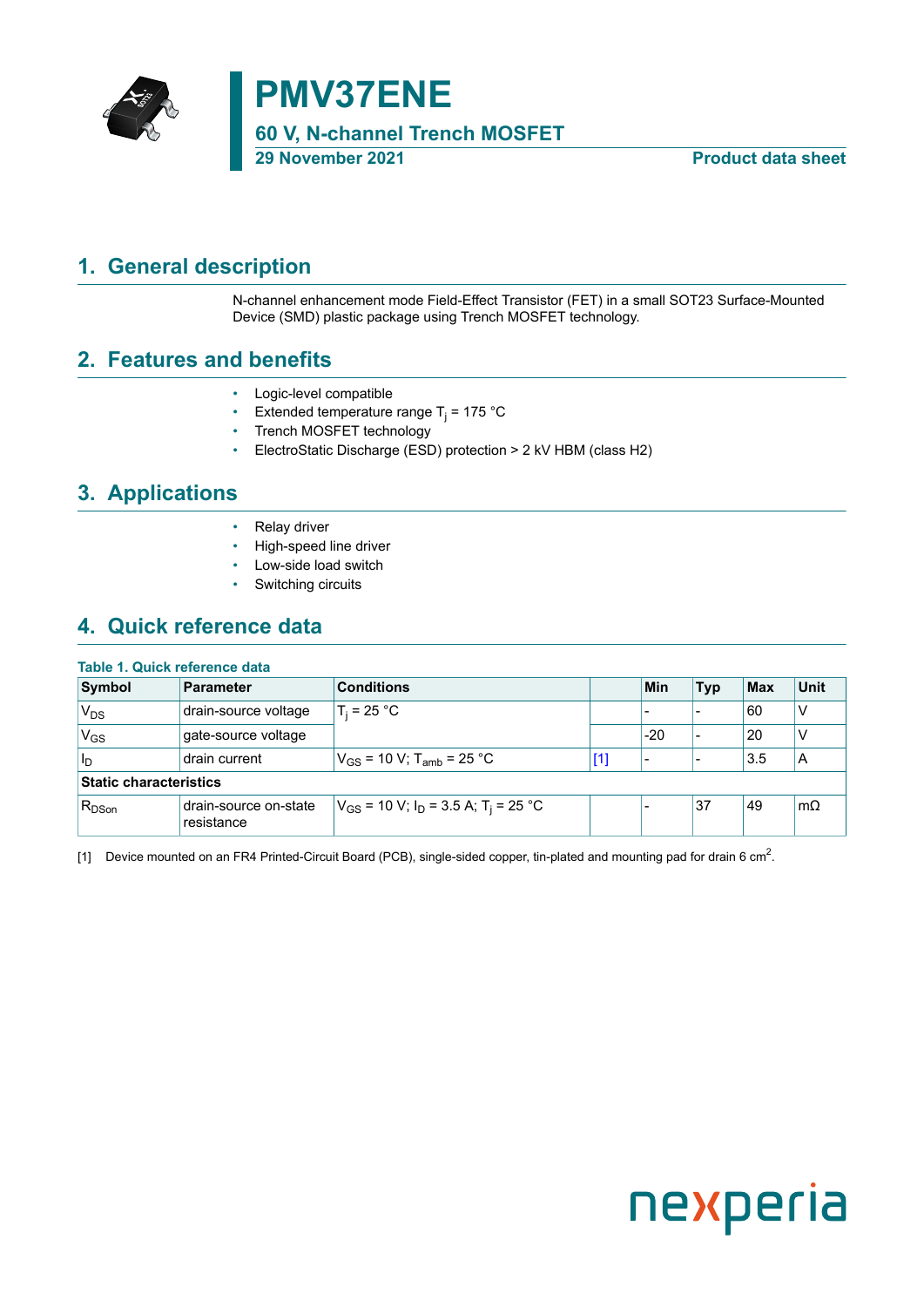# PMV37ENE

## 60 V, N-channel Trench MOSFET

**29 November 2021** **Product data sheet**

## 1. General description

N-channel enhancement mode Field-Effect Transistor (FET) in a small SOT23 Surface-Mounted Device (SMD) plastic package using Trench MOSFET technology.

## 2. Features and benefits

- Logic-level compatible
- Extended temperature range $T_j$ = 175 °C
- Trench MOSFET technology
- ElectroStatic Discharge (ESD) protection > 2 kV HBM (class H2)

## 3. Applications

- Relay driver
- High-speed line driver
- Low-side load switch
- Switching circuits

## 4. Quick reference data

**Table 1. Quick reference data**

| Symbol | Parameter | Conditions | | Min | Typ | Max | Unit |
|---|---|---|---|---|---|---|---|
| $V_{DS}$ | drain-source voltage | $T_j$ = 25 °C | | - | - | 60 | V |
| $V_{GS}$ | gate-source voltage | | | -20 | - | 20 | V |
| $I_D$ | drain current | $V_{GS}$ = 10 V; $T_{amb}$ = 25 °C | [1] | - | - | 3.5 | A |
| **Static characteristics** | | | | | | | |
| $R_{DSon}$ | drain-source on-state resistance | $V_{GS}$ = 10 V; $I_D$ = 3.5 A; $T_j$ = 25 °C | | - | 37 | 49 | mΩ |

[1] Device mounted on an FR4 Printed-Circuit Board (PCB), single-sided copper, tin-plated and mounting pad for drain 6 $cm^2$.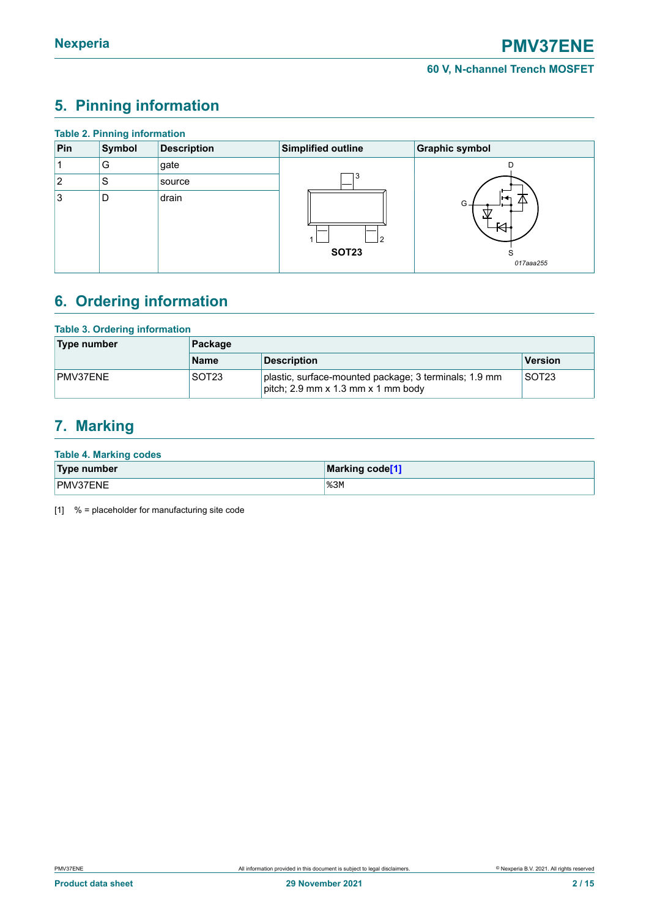## 5. Pinning information

**Table 2. Pinning information**

| Pin | Symbol | Description | Simplified outline | Graphic symbol |
|---|---|---|---|---|
| 1 | G | gate | SOT23 | 017aaa255 |
| 2 | S | source | | |
| 3 | D | drain | | |

## 6. Ordering information

**Table 3. Ordering information**

| Type number | Package | | |
|---|---|---|---|
| | Name | Description | Version |
| PMV37ENE | SOT23 | plastic, surface-mounted package; 3 terminals; 1.9 mm pitch; 2.9 mm x 1.3 mm x 1 mm body | SOT23 |

## 7. Marking

**Table 4. Marking codes**

| Type number | Marking code[1] |
|---|---|
| PMV37ENE | %3M |

[1] % = placeholder for manufacturing site code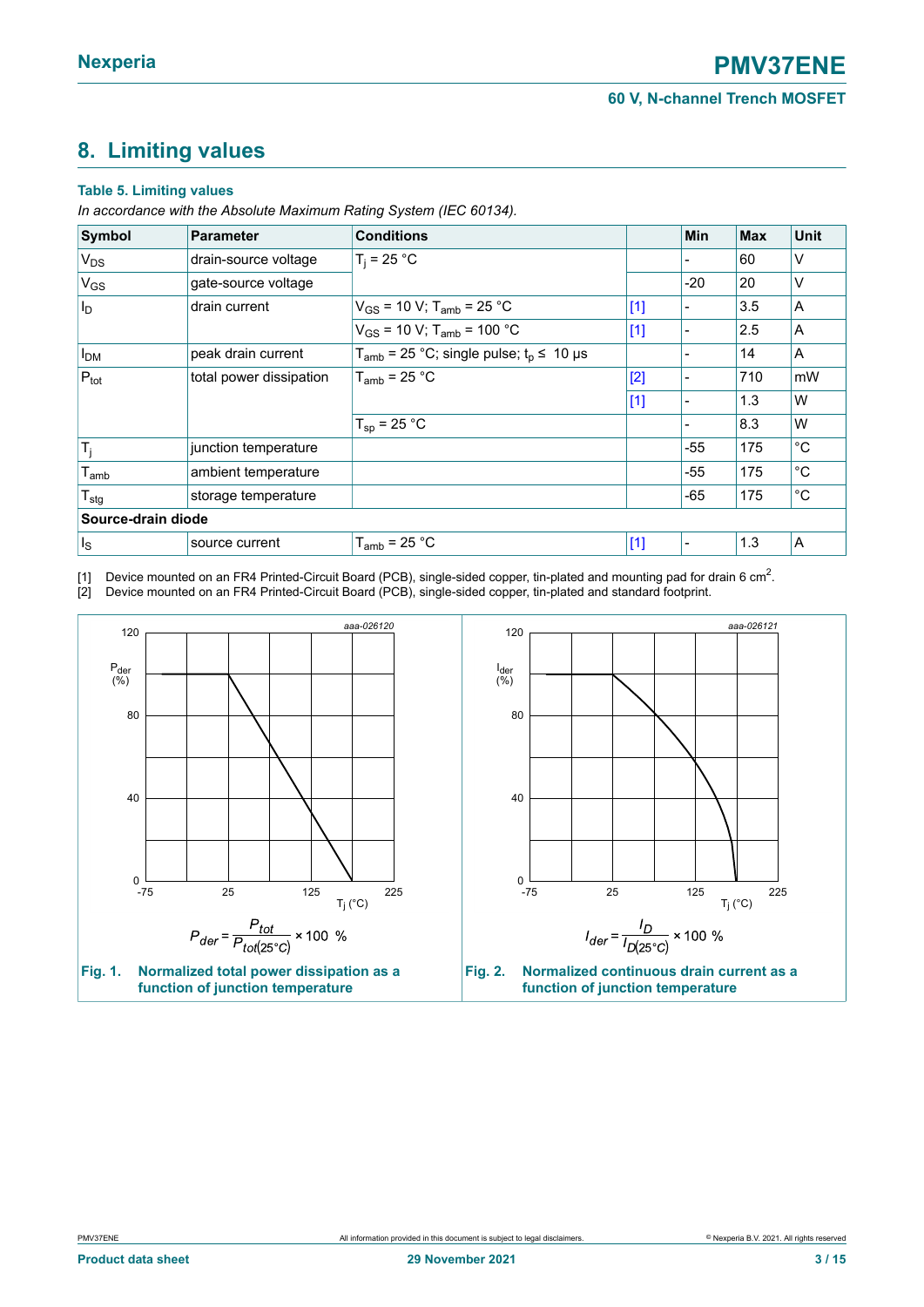## 8. Limiting values

**Table 5. Limiting values**

*In accordance with the Absolute Maximum Rating System (IEC 60134).*

| Symbol | Parameter | Conditions | | Min | Max | Unit |
|---|---|---|---|---|---|---|
| $V_{DS}$ | drain-source voltage | $T_j$ = 25 °C | | - | 60 | V |
| $V_{GS}$ | gate-source voltage | | | -20 | 20 | V |
| $I_D$ | drain current | $V_{GS}$ = 10 V; $T_{amb}$ = 25 °C | [1] | - | 3.5 | A |
| | | $V_{GS}$ = 10 V; $T_{amb}$ = 100 °C | [1] | - | 2.5 | A |
| $I_{DM}$ | peak drain current | $T_{amb}$ = 25 °C; single pulse; $t_p$ ≤ 10 µs | | - | 14 | A |
| $P_{tot}$ | total power dissipation | $T_{amb}$ = 25 °C | [2] | - | 710 | mW |
| | | | [1] | - | 1.3 | W |
| | | $T_{sp}$ = 25 °C | | - | 8.3 | W |
| $T_j$ | junction temperature | | | -55 | 175 | °C |
| $T_{amb}$ | ambient temperature | | | -55 | 175 | °C |
| $T_{stg}$ | storage temperature | | | -65 | 175 | °C |
| **Source-drain diode** | | | | | | |
| $I_S$ | source current | $T_{amb}$ = 25 °C | [1] | - | 1.3 | A |

[1] Device mounted on an FR4 Printed-Circuit Board (PCB), single-sided copper, tin-plated and mounting pad for drain 6 $cm^2$.

[2] Device mounted on an FR4 Printed-Circuit Board (PCB), single-sided copper, tin-plated and standard footprint.

$$P_{der} = \frac{P_{tot}}{P_{tot(25°C)}} \times 100\ \%$$

**Fig. 1. Normalized total power dissipation as a function of junction temperature**

$$I_{der} = \frac{I_D}{I_{D(25°C)}} \times 100\ \%$$

**Fig. 2. Normalized continuous drain current as a function of junction temperature**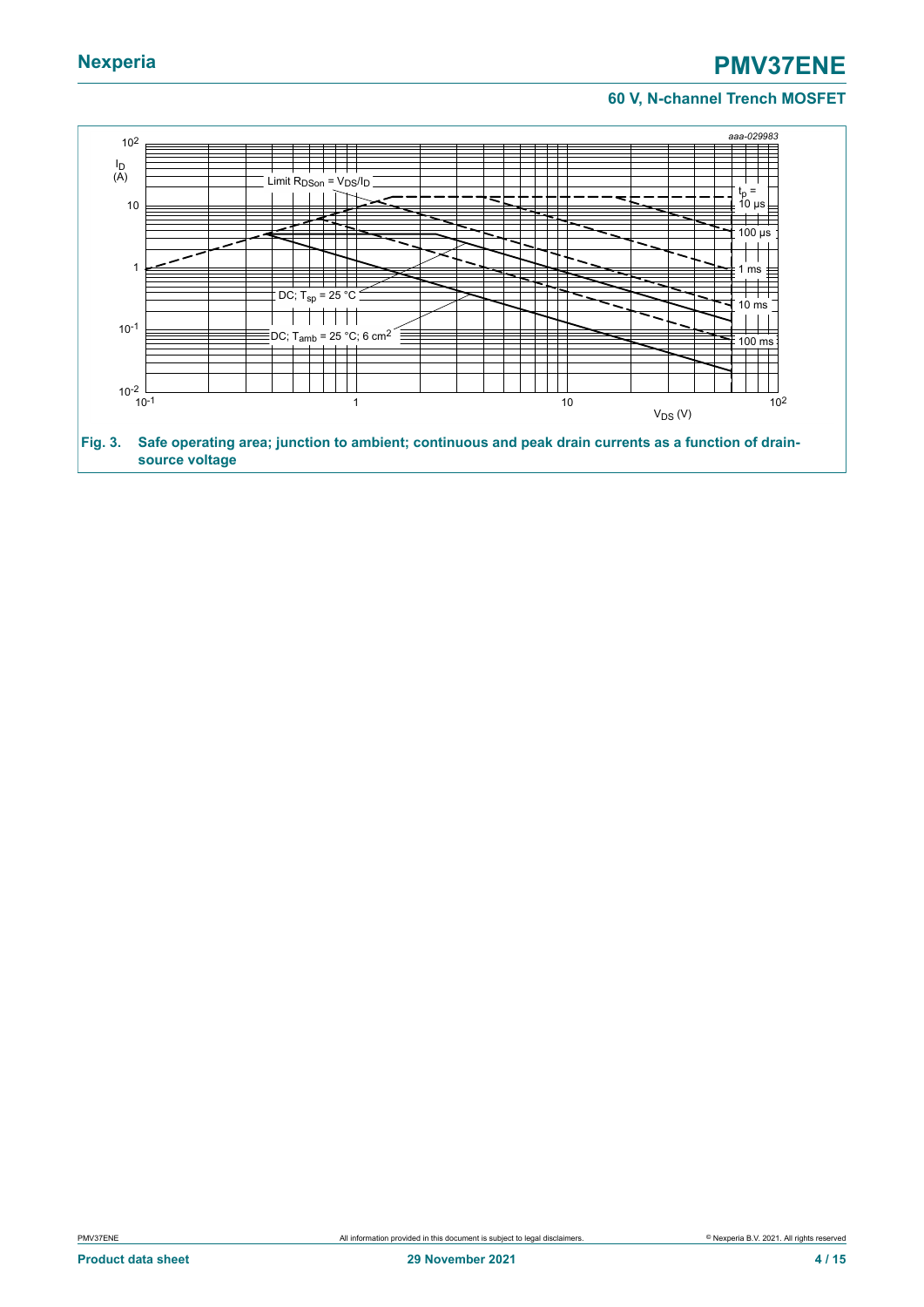Fig. 3. Safe operating area; junction to ambient; continuous and peak drain currents as a function of drain-source voltage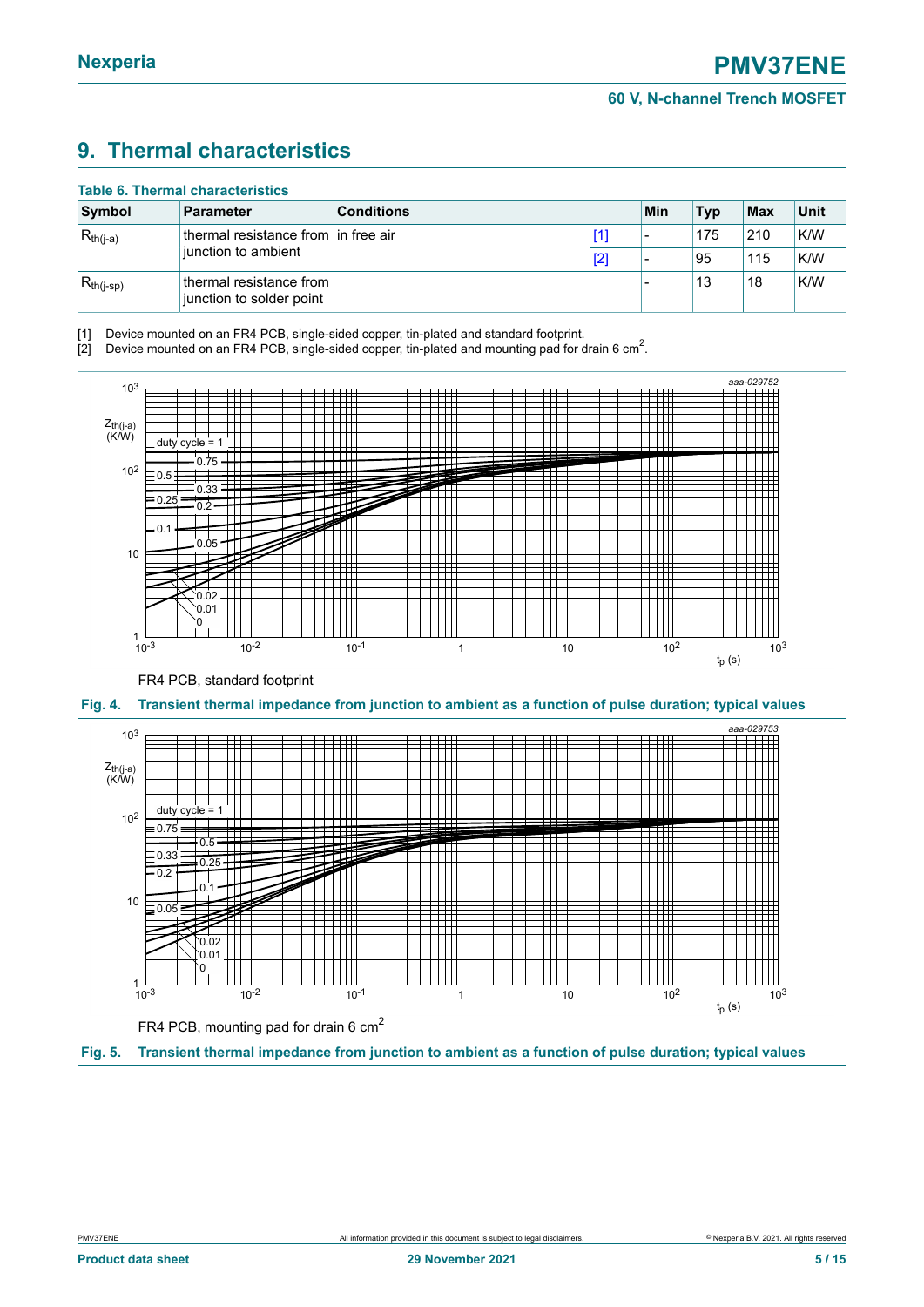## 9. Thermal characteristics

**Table 6. Thermal characteristics**

| Symbol | Parameter | Conditions | | Min | Typ | Max | Unit |
|---|---|---|---|---|---|---|---|
| $R_{th(j-a)}$ | thermal resistance from junction to ambient | in free air | [1] | - | 175 | 210 | K/W |
| | | | [2] | - | 95 | 115 | K/W |
| $R_{th(j-sp)}$ | thermal resistance from junction to solder point | | | - | 13 | 18 | K/W |

[1] Device mounted on an FR4 PCB, single-sided copper, tin-plated and standard footprint.
[2] Device mounted on an FR4 PCB, single-sided copper, tin-plated and mounting pad for drain 6 $cm^2$.

FR4 PCB, standard footprint

**Fig. 4. Transient thermal impedance from junction to ambient as a function of pulse duration; typical values**

FR4 PCB, mounting pad for drain 6 $cm^2$

**Fig. 5. Transient thermal impedance from junction to ambient as a function of pulse duration; typical values**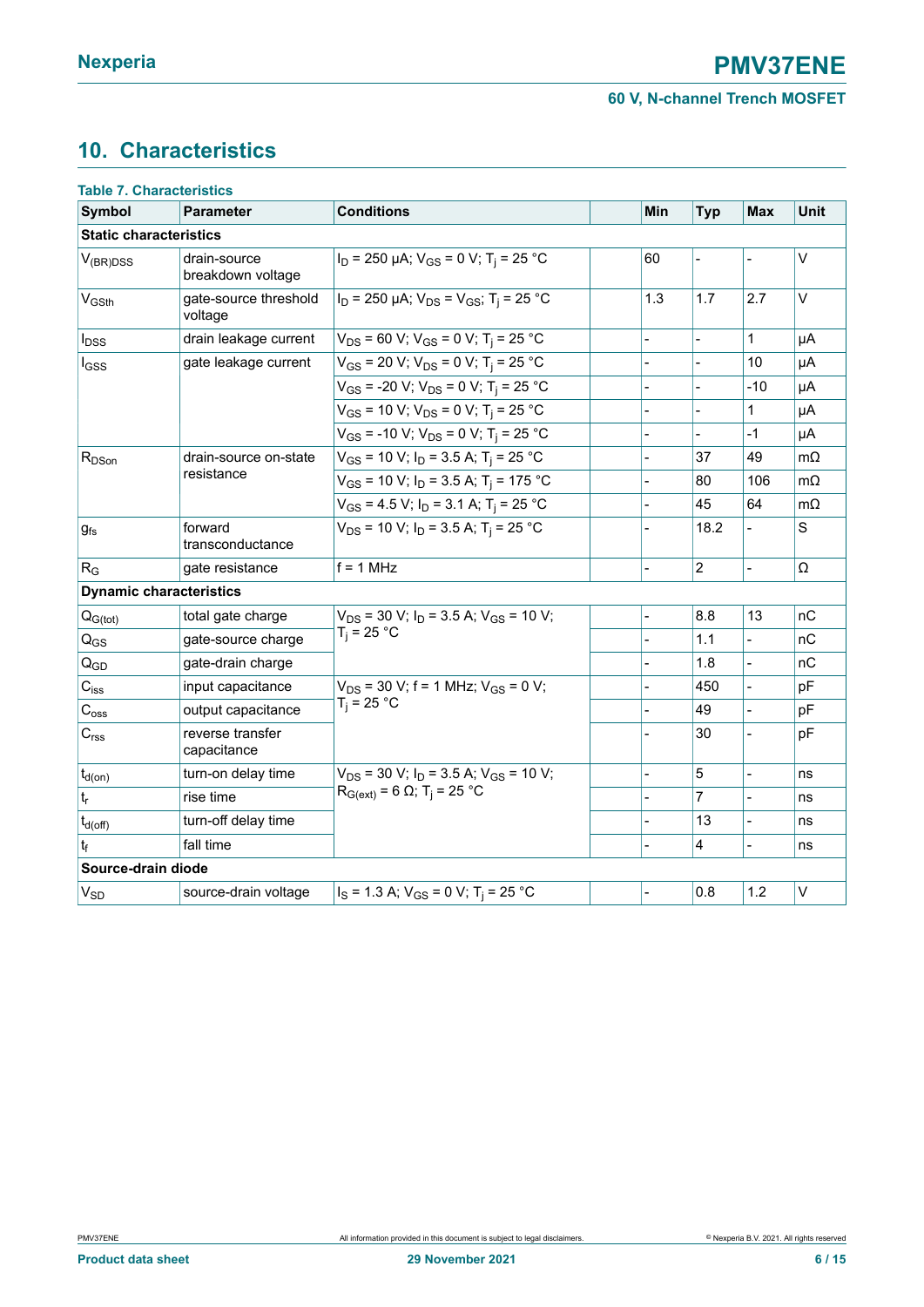# 10. Characteristics

**Table 7. Characteristics**

| Symbol | Parameter | Conditions | | Min | Typ | Max | Unit |
|---|---|---|---|---|---|---|---|
| **Static characteristics** | | | | | | | |
| $V_{(BR)DSS}$ | drain-source breakdown voltage | $I_D$ = 250 µA; $V_{GS}$ = 0 V; $T_j$ = 25 °C | | 60 | - | - | V |
| $V_{GSth}$ | gate-source threshold voltage | $I_D$ = 250 µA; $V_{DS}$ = $V_{GS}$; $T_j$ = 25 °C | | 1.3 | 1.7 | 2.7 | V |
| $I_{DSS}$ | drain leakage current | $V_{DS}$ = 60 V; $V_{GS}$ = 0 V; $T_j$ = 25 °C | | - | - | 1 | µA |
| $I_{GSS}$ | gate leakage current | $V_{GS}$ = 20 V; $V_{DS}$ = 0 V; $T_j$ = 25 °C | | - | - | 10 | µA |
| | | $V_{GS}$ = -20 V; $V_{DS}$ = 0 V; $T_j$ = 25 °C | | - | - | -10 | µA |
| | | $V_{GS}$ = 10 V; $V_{DS}$ = 0 V; $T_j$ = 25 °C | | - | - | 1 | µA |
| | | $V_{GS}$ = -10 V; $V_{DS}$ = 0 V; $T_j$ = 25 °C | | - | - | -1 | µA |
| $R_{DSon}$ | drain-source on-state resistance | $V_{GS}$ = 10 V; $I_D$ = 3.5 A; $T_j$ = 25 °C | | - | 37 | 49 | mΩ |
| | | $V_{GS}$ = 10 V; $I_D$ = 3.5 A; $T_j$ = 175 °C | | - | 80 | 106 | mΩ |
| | | $V_{GS}$ = 4.5 V; $I_D$ = 3.1 A; $T_j$ = 25 °C | | - | 45 | 64 | mΩ |
| $g_{fs}$ | forward transconductance | $V_{DS}$ = 10 V; $I_D$ = 3.5 A; $T_j$ = 25 °C | | - | 18.2 | - | S |
| $R_G$ | gate resistance | f = 1 MHz | | - | 2 | - | Ω |
| **Dynamic characteristics** | | | | | | | |
| $Q_{G(tot)}$ | total gate charge | $V_{DS}$ = 30 V; $I_D$ = 3.5 A; $V_{GS}$ = 10 V; $T_j$ = 25 °C | | - | 8.8 | 13 | nC |
| $Q_{GS}$ | gate-source charge | | | - | 1.1 | - | nC |
| $Q_{GD}$ | gate-drain charge | | | - | 1.8 | - | nC |
| $C_{iss}$ | input capacitance | $V_{DS}$ = 30 V; f = 1 MHz; $V_{GS}$ = 0 V; $T_j$ = 25 °C | | - | 450 | - | pF |
| $C_{oss}$ | output capacitance | | | - | 49 | - | pF |
| $C_{rss}$ | reverse transfer capacitance | | | - | 30 | - | pF |
| $t_{d(on)}$ | turn-on delay time | $V_{DS}$ = 30 V; $I_D$ = 3.5 A; $V_{GS}$ = 10 V; $R_{G(ext)}$ = 6 Ω; $T_j$ = 25 °C | | - | 5 | - | ns |
| $t_r$ | rise time | | | - | 7 | - | ns |
| $t_{d(off)}$ | turn-off delay time | | | - | 13 | - | ns |
| $t_f$ | fall time | | | - | 4 | - | ns |
| **Source-drain diode** | | | | | | | |
| $V_{SD}$ | source-drain voltage | $I_S$ = 1.3 A; $V_{GS}$ = 0 V; $T_j$ = 25 °C | | - | 0.8 | 1.2 | V |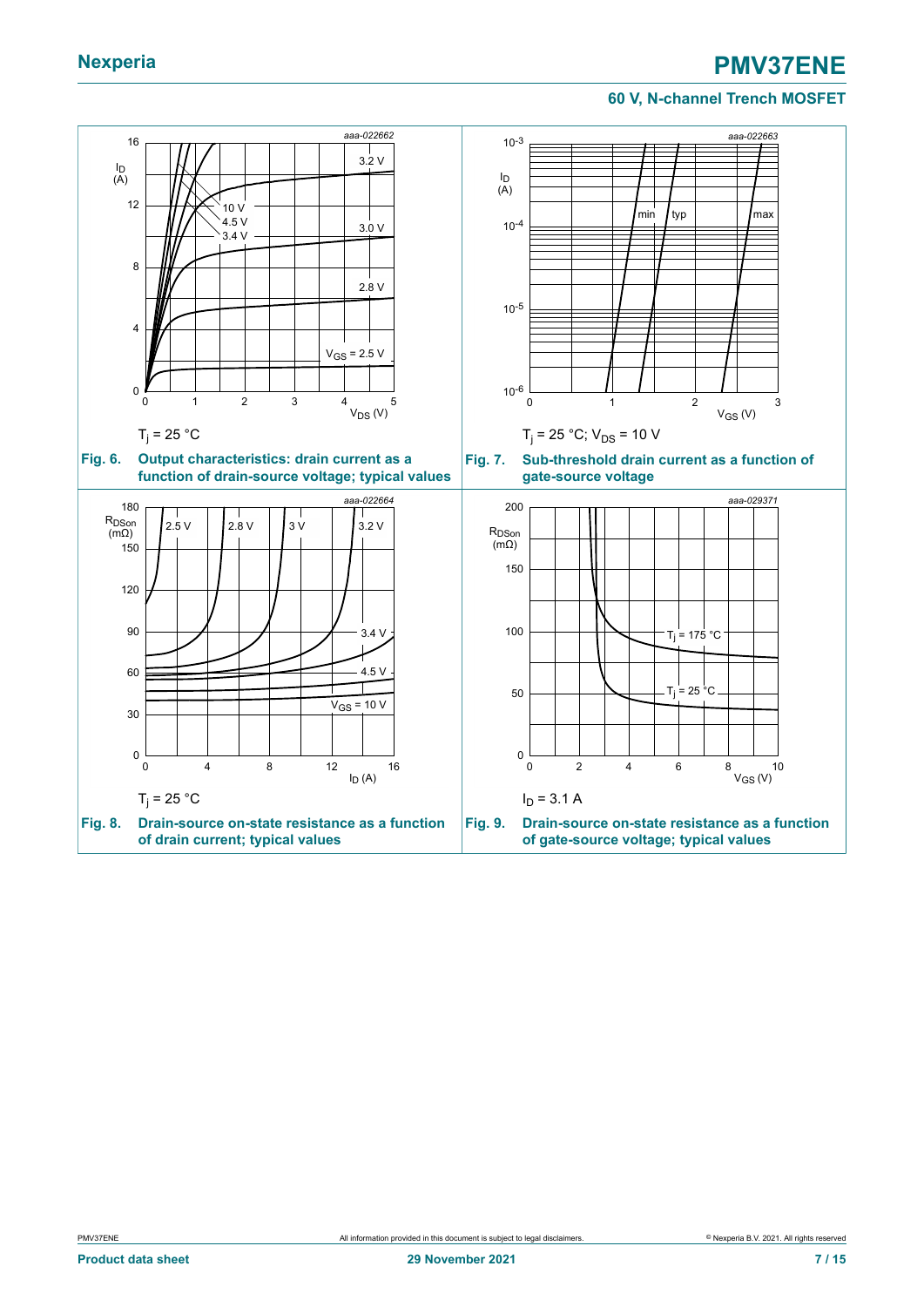$T_j$ = 25 °C

**Fig. 6. Output characteristics: drain current as a function of drain-source voltage; typical values**

$T_j$ = 25 °C; $V_{DS}$ = 10 V

**Fig. 7. Sub-threshold drain current as a function of gate-source voltage**

$T_j$ = 25 °C

**Fig. 8. Drain-source on-state resistance as a function of drain current; typical values**

$I_D$ = 3.1 A

**Fig. 9. Drain-source on-state resistance as a function of gate-source voltage; typical values**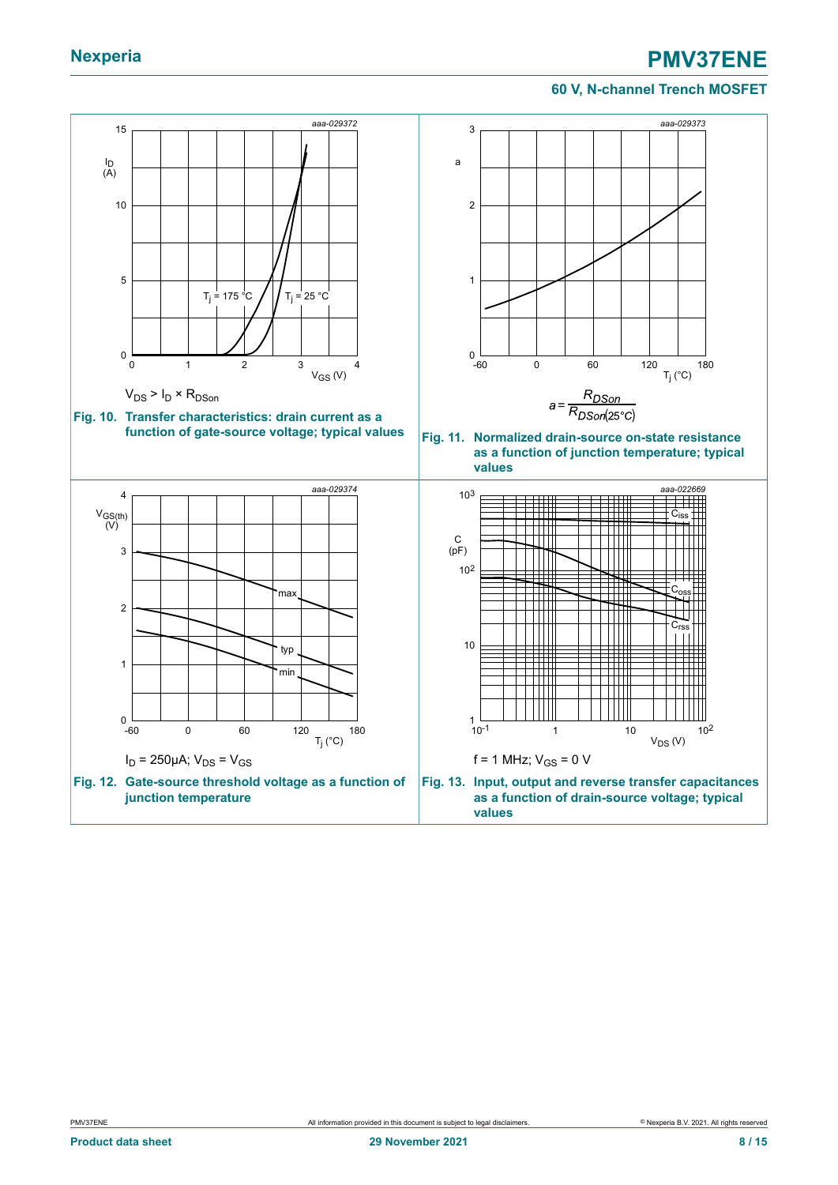$V_{DS} > I_D \times R_{DSon}$

**Fig. 10. Transfer characteristics: drain current as a function of gate-source voltage; typical values**

$$a = \frac{R_{DSon}}{R_{DSon(25°C)}}$$

**Fig. 11. Normalized drain-source on-state resistance as a function of junction temperature; typical values**

$I_D = 250μA; V_{DS} = V_{GS}$

**Fig. 12. Gate-source threshold voltage as a function of junction temperature**

$f = 1$ MHz; $V_{GS} = 0$ V

**Fig. 13. Input, output and reverse transfer capacitances as a function of drain-source voltage; typical values**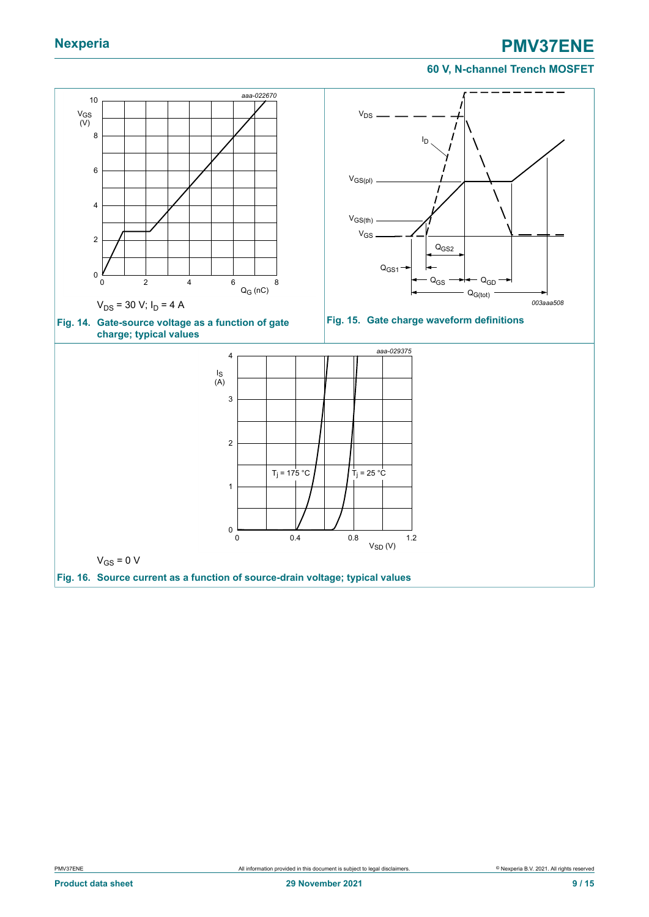aaa-022670

$V_{DS}$ = 30 V; $I_D$ = 4 A

**Fig. 14. Gate-source voltage as a function of gate charge; typical values**

003aaa508

**Fig. 15. Gate charge waveform definitions**

aaa-029375

$V_{GS}$ = 0 V

**Fig. 16. Source current as a function of source-drain voltage; typical values**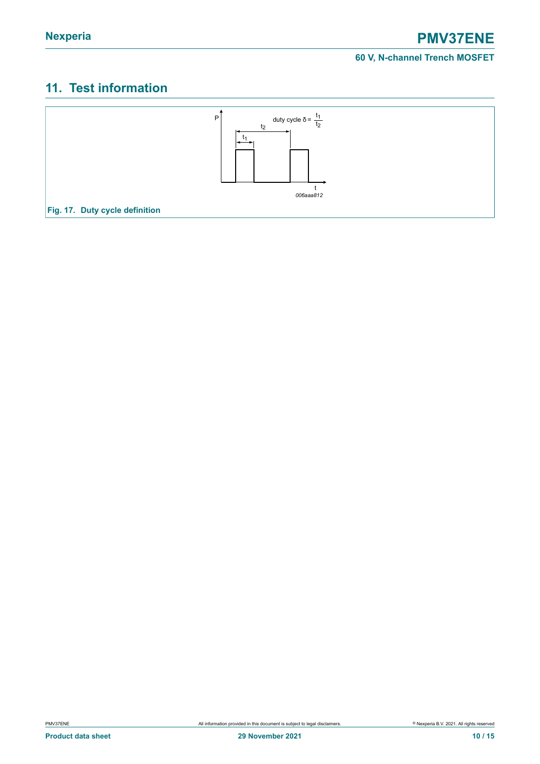## 11. Test information

Fig. 17. Duty cycle definition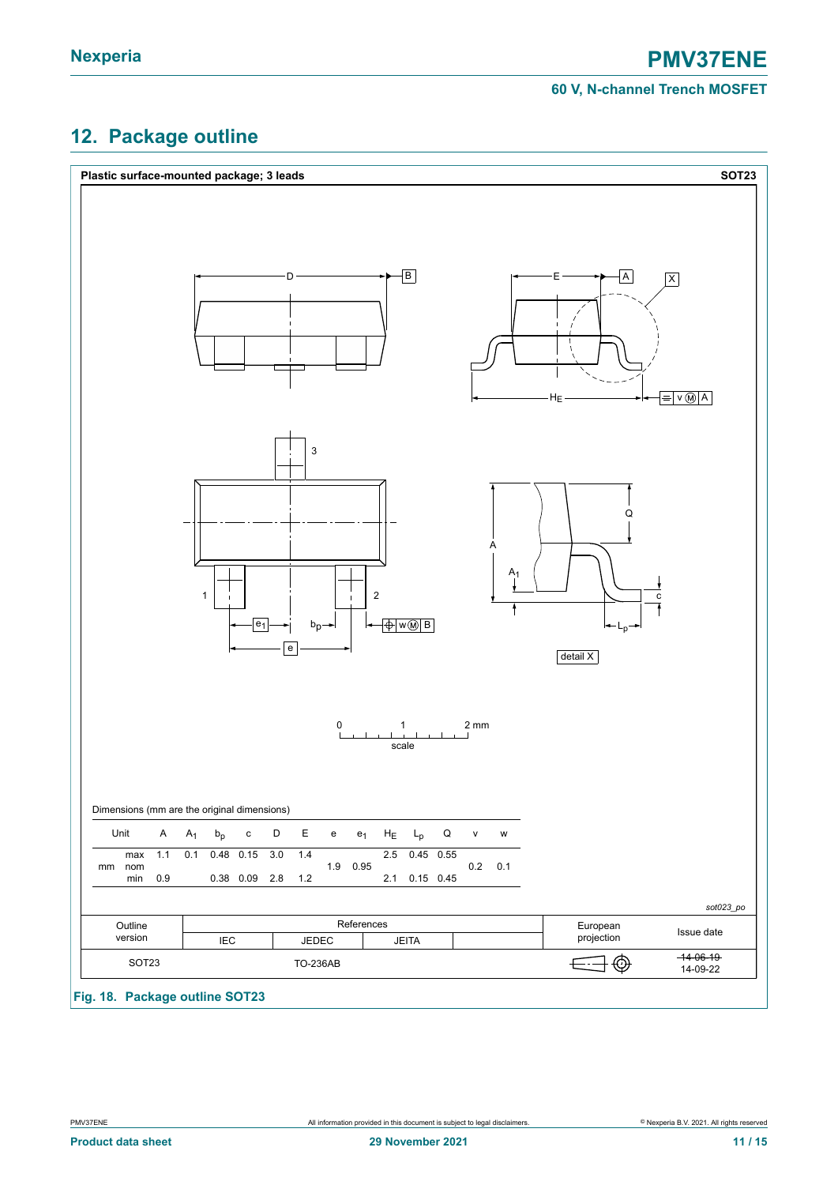## 12. Package outline

**Plastic surface-mounted package; 3 leads** — **SOT23**

Dimensions (mm are the original dimensions)

| Unit | | A | $A_1$ | $b_p$ | c | D | E | e | $e_1$ | $H_E$ | $L_p$ | Q | v | w |
|---|---|---|---|---|---|---|---|---|---|---|---|---|---|---|
| mm | max | 1.1 | 0.1 | 0.48 | 0.15 | 3.0 | 1.4 | | | 2.5 | 0.45 | 0.55 | | |
| | nom | | | | | | | 1.9 | 0.95 | | | | 0.2 | 0.1 |
| | min | 0.9 | | 0.38 | 0.09 | 2.8 | 1.2 | | | 2.1 | 0.15 | 0.45 | | |

*sot023_po*

| Outline version | References | | | | European projection | Issue date |
|---|---|---|---|---|---|---|
| | IEC | JEDEC | JEITA | | | |
| SOT23 | | TO-236AB | | | | ~~14-06-19~~ 14-09-22 |

**Fig. 18. Package outline SOT23**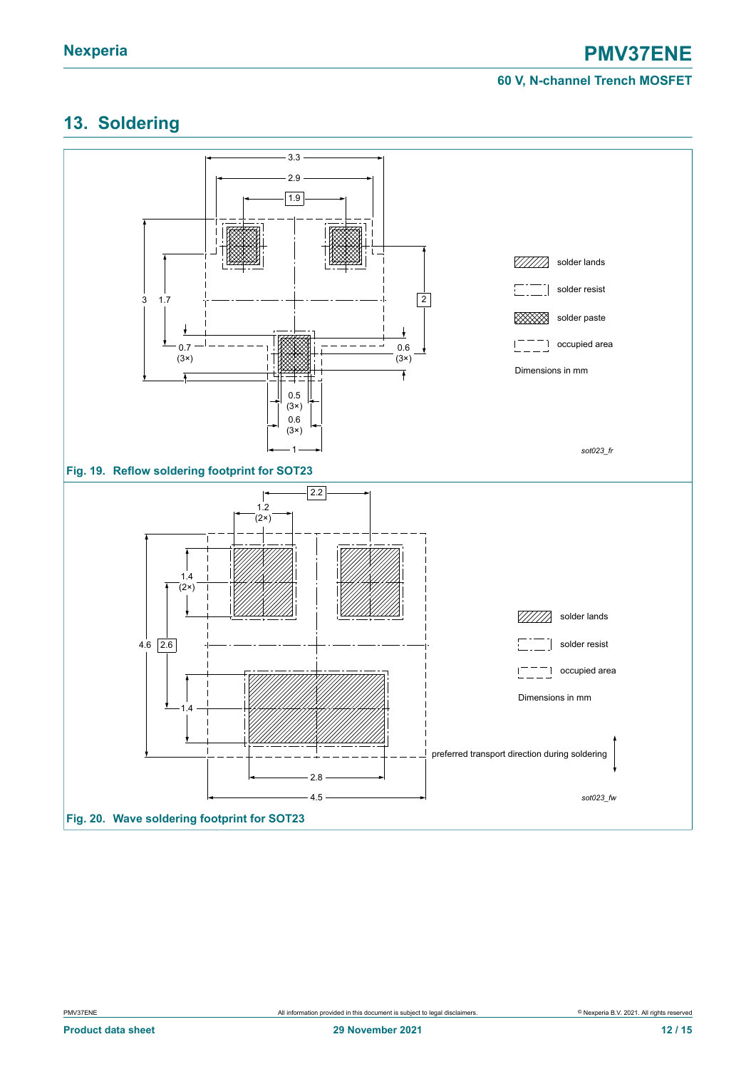## 13. Soldering

Dimensions in mm

solder lands

solder resist

solder paste

occupied area

*sot023_fr*

**Fig. 19. Reflow soldering footprint for SOT23**

Dimensions in mm

solder lands

solder resist

occupied area

preferred transport direction during soldering

*sot023_fw*

**Fig. 20. Wave soldering footprint for SOT23**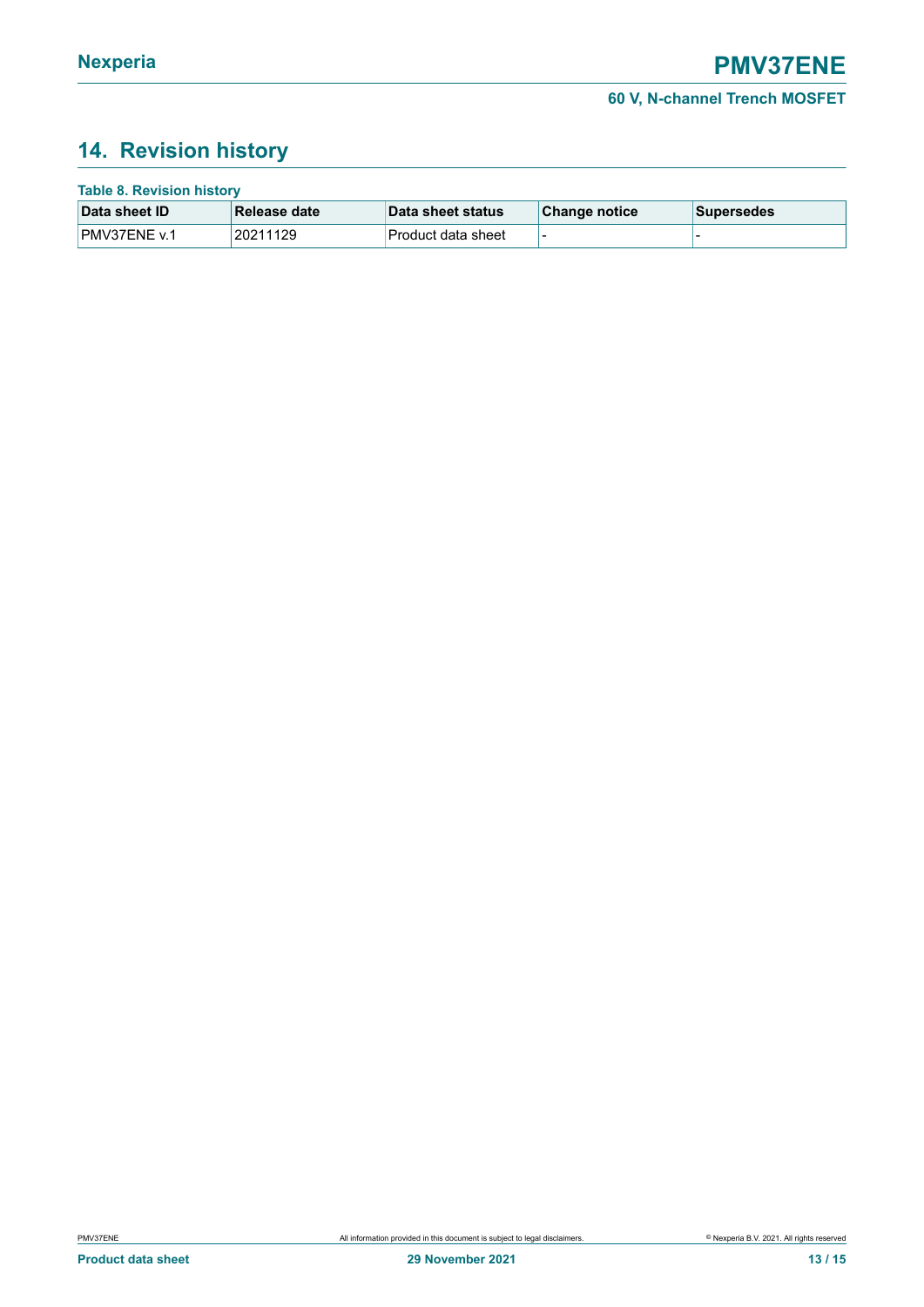## 14. Revision history

**Table 8. Revision history**

| Data sheet ID | Release date | Data sheet status | Change notice | Supersedes |
|---|---|---|---|---|
| PMV37ENE v.1 | 20211129 | Product data sheet | - | - |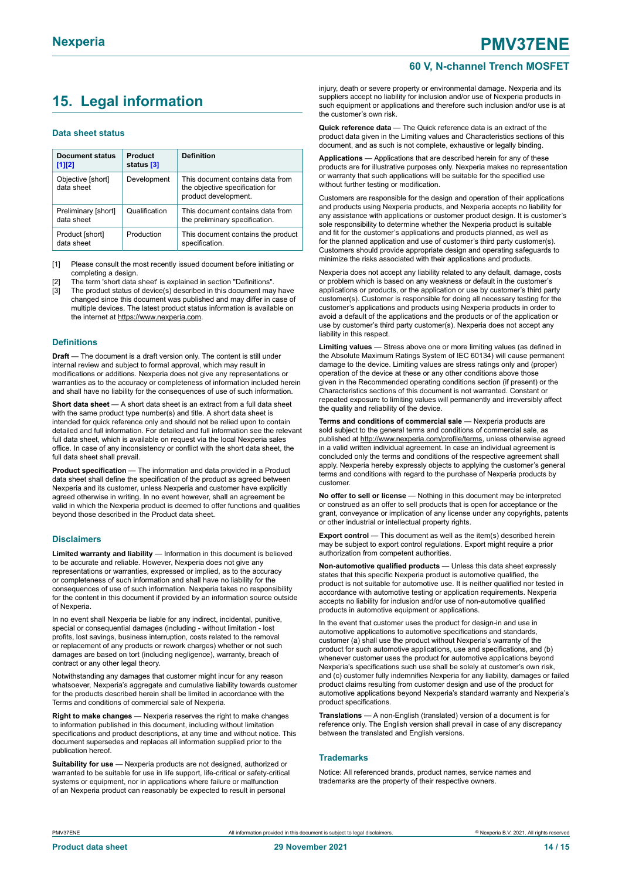## 15. Legal information

### Data sheet status

| Document status [1][2] | Product status [3] | Definition |
|---|---|---|
| Objective [short] data sheet | Development | This document contains data from the objective specification for product development. |
| Preliminary [short] data sheet | Qualification | This document contains data from the preliminary specification. |
| Product [short] data sheet | Production | This document contains the product specification. |

[1] Please consult the most recently issued document before initiating or completing a design.

[2] The term 'short data sheet' is explained in section "Definitions".

[3] The product status of device(s) described in this document may have changed since this document was published and may differ in case of multiple devices. The latest product status information is available on the internet at https://www.nexperia.com.

### Definitions

**Draft** — The document is a draft version only. The content is still under internal review and subject to formal approval, which may result in modifications or additions. Nexperia does not give any representations or warranties as to the accuracy or completeness of information included herein and shall have no liability for the consequences of use of such information.

**Short data sheet** — A short data sheet is an extract from a full data sheet with the same product type number(s) and title. A short data sheet is intended for quick reference only and should not be relied upon to contain detailed and full information. For detailed and full information see the relevant full data sheet, which is available on request via the local Nexperia sales office. In case of any inconsistency or conflict with the short data sheet, the full data sheet shall prevail.

**Product specification** — The information and data provided in a Product data sheet shall define the specification of the product as agreed between Nexperia and its customer, unless Nexperia and customer have explicitly agreed otherwise in writing. In no event however, shall an agreement be valid in which the Nexperia product is deemed to offer functions and qualities beyond those described in the Product data sheet.

### Disclaimers

**Limited warranty and liability** — Information in this document is believed to be accurate and reliable. However, Nexperia does not give any representations or warranties, expressed or implied, as to the accuracy or completeness of such information and shall have no liability for the consequences of use of such information. Nexperia takes no responsibility for the content in this document if provided by an information source outside of Nexperia.

In no event shall Nexperia be liable for any indirect, incidental, punitive, special or consequential damages (including - without limitation - lost profits, lost savings, business interruption, costs related to the removal or replacement of any products or rework charges) whether or not such damages are based on tort (including negligence), warranty, breach of contract or any other legal theory.

Notwithstanding any damages that customer might incur for any reason whatsoever, Nexperia's aggregate and cumulative liability towards customer for the products described herein shall be limited in accordance with the Terms and conditions of commercial sale of Nexperia.

**Right to make changes** — Nexperia reserves the right to make changes to information published in this document, including without limitation specifications and product descriptions, at any time and without notice. This document supersedes and replaces all information supplied prior to the publication hereof.

**Suitability for use** — Nexperia products are not designed, authorized or warranted to be suitable for use in life support, life-critical or safety-critical systems or equipment, nor in applications where failure or malfunction of an Nexperia product can reasonably be expected to result in personal injury, death or severe property or environmental damage. Nexperia and its suppliers accept no liability for inclusion and/or use of Nexperia products in such equipment or applications and therefore such inclusion and/or use is at the customer's own risk.

**Quick reference data** — The Quick reference data is an extract of the product data given in the Limiting values and Characteristics sections of this document, and as such is not complete, exhaustive or legally binding.

**Applications** — Applications that are described herein for any of these products are for illustrative purposes only. Nexperia makes no representation or warranty that such applications will be suitable for the specified use without further testing or modification.

Customers are responsible for the design and operation of their applications and products using Nexperia products, and Nexperia accepts no liability for any assistance with applications or customer product design. It is customer's sole responsibility to determine whether the Nexperia product is suitable and fit for the customer's applications and products planned, as well as for the planned application and use of customer's third party customer(s). Customers should provide appropriate design and operating safeguards to minimize the risks associated with their applications and products.

Nexperia does not accept any liability related to any default, damage, costs or problem which is based on any weakness or default in the customer's applications or products, or the application or use by customer's third party customer(s). Customer is responsible for doing all necessary testing for the customer's applications and products using Nexperia products in order to avoid a default of the applications and the products or of the application or use by customer's third party customer(s). Nexperia does not accept any liability in this respect.

**Limiting values** — Stress above one or more limiting values (as defined in the Absolute Maximum Ratings System of IEC 60134) will cause permanent damage to the device. Limiting values are stress ratings only and (proper) operation of the device at these or any other conditions above those given in the Recommended operating conditions section (if present) or the Characteristics sections of this document is not warranted. Constant or repeated exposure to limiting values will permanently and irreversibly affect the quality and reliability of the device.

**Terms and conditions of commercial sale** — Nexperia products are sold subject to the general terms and conditions of commercial sale, as published at http://www.nexperia.com/profile/terms, unless otherwise agreed in a valid written individual agreement. In case an individual agreement is concluded only the terms and conditions of the respective agreement shall apply. Nexperia hereby expressly objects to applying the customer's general terms and conditions with regard to the purchase of Nexperia products by customer.

**No offer to sell or license** — Nothing in this document may be interpreted or construed as an offer to sell products that is open for acceptance or the grant, conveyance or implication of any license under any copyrights, patents or other industrial or intellectual property rights.

**Export control** — This document as well as the item(s) described herein may be subject to export control regulations. Export might require a prior authorization from competent authorities.

**Non-automotive qualified products** — Unless this data sheet expressly states that this specific Nexperia product is automotive qualified, the product is not suitable for automotive use. It is neither qualified nor tested in accordance with automotive testing or application requirements. Nexperia accepts no liability for inclusion and/or use of non-automotive qualified products in automotive equipment or applications.

In the event that customer uses the product for design-in and use in automotive applications to automotive specifications and standards, customer (a) shall use the product without Nexperia's warranty of the product for such automotive applications, use and specifications, and (b) whenever customer uses the product for automotive applications beyond Nexperia's specifications such use shall be solely at customer's own risk, and (c) customer fully indemnifies Nexperia for any liability, damages or failed product claims resulting from customer design and use of the product for automotive applications beyond Nexperia's standard warranty and Nexperia's product specifications.

**Translations** — A non-English (translated) version of a document is for reference only. The English version shall prevail in case of any discrepancy between the translated and English versions.

### Trademarks

Notice: All referenced brands, product names, service names and trademarks are the property of their respective owners.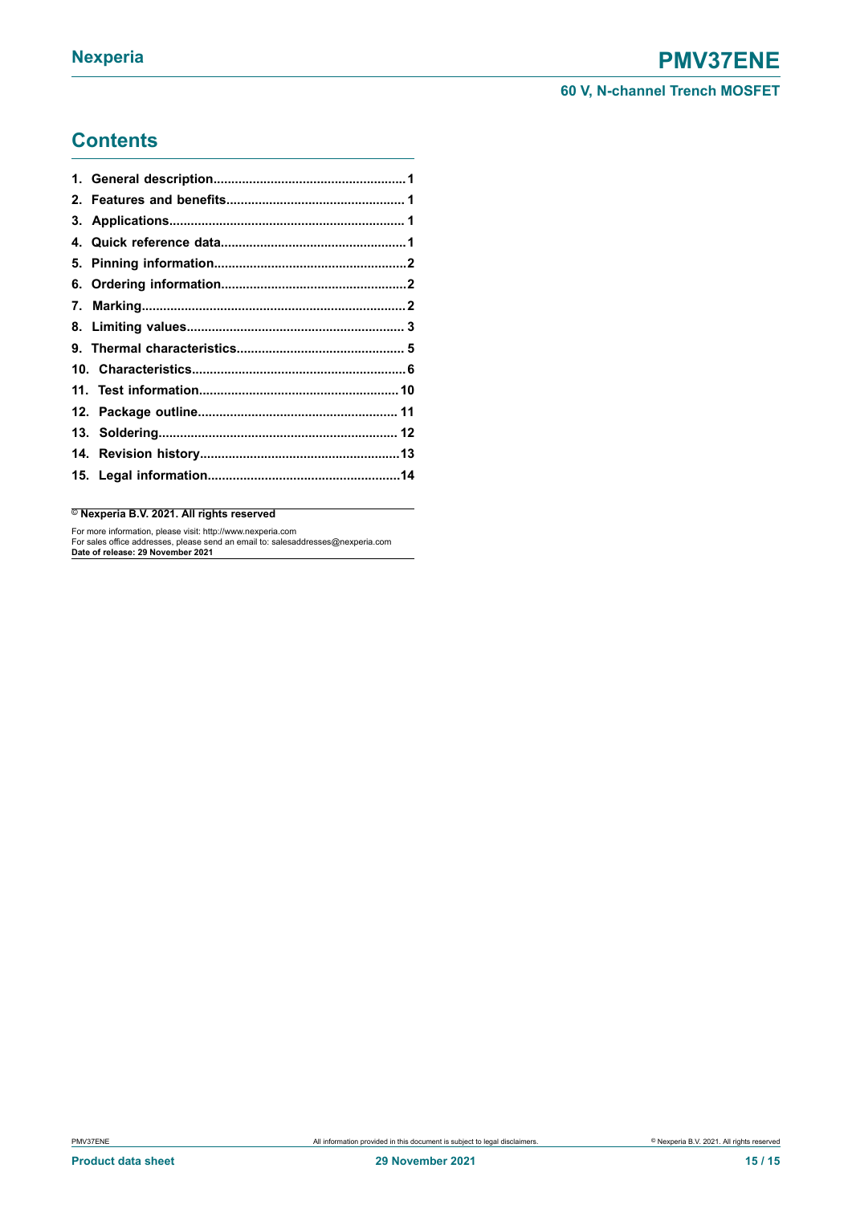## Contents

1. General description ..... 1
2. Features and benefits ..... 1
3. Applications ..... 1
4. Quick reference data ..... 1
5. Pinning information ..... 2
6. Ordering information ..... 2
7. Marking ..... 2
8. Limiting values ..... 3
9. Thermal characteristics ..... 5
10. Characteristics ..... 6
11. Test information ..... 10
12. Package outline ..... 11
13. Soldering ..... 12
14. Revision history ..... 13
15. Legal information ..... 14

**© Nexperia B.V. 2021. All rights reserved**

For more information, please visit: http://www.nexperia.com
For sales office addresses, please send an email to: salesaddresses@nexperia.com
**Date of release: 29 November 2021**